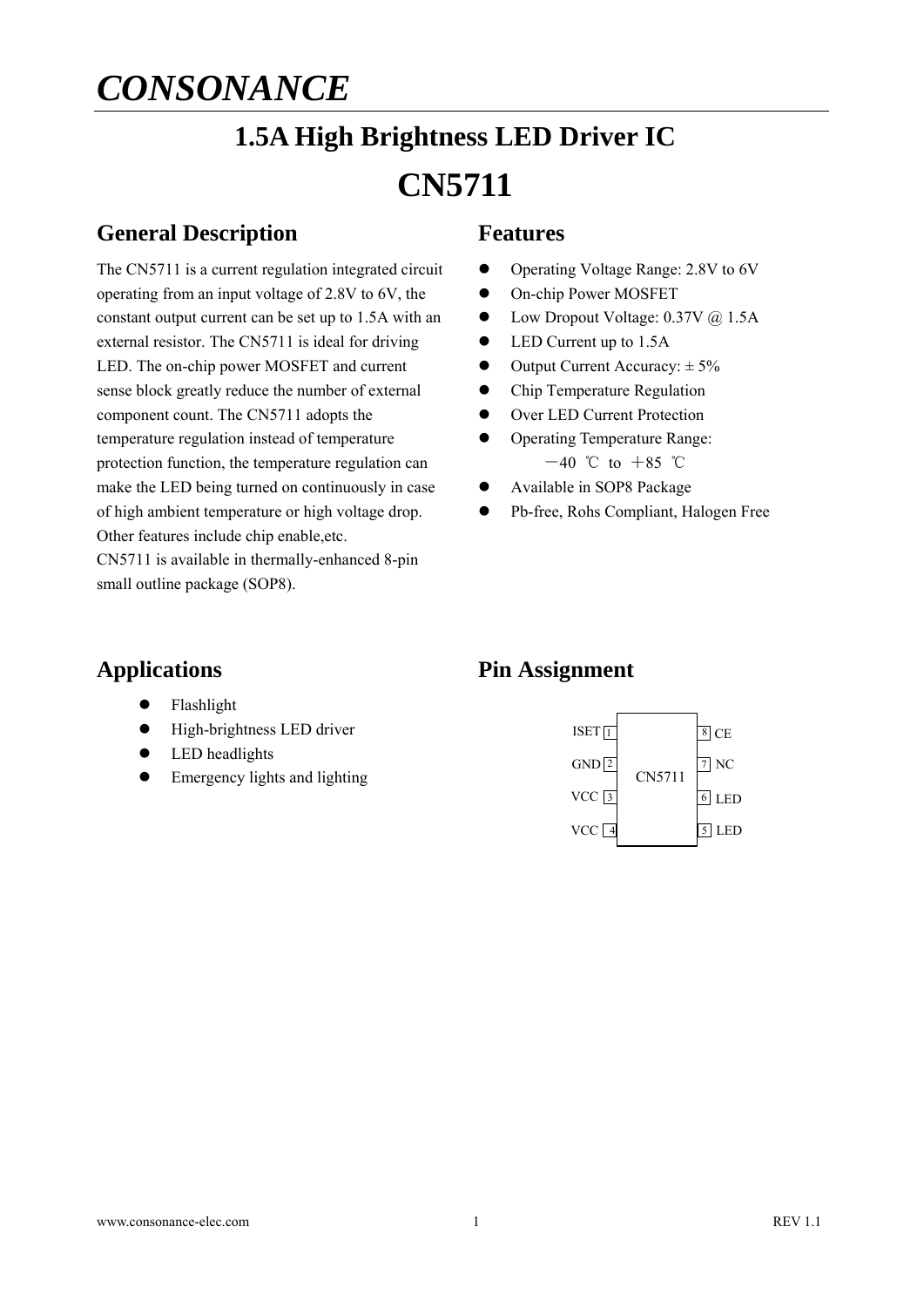# CONSONANCE

## 1.5A High Brightness LED Driver IC

# CN5711

## General Description

The CN5711 is a current regulation integrated circuit operating from an input voltage of 2.8V to 6V, the constant output current can be set up to 1.5A with an external resistor. The CN5711 is ideal for driving LED. The on-chip power MOSFET and current sense block greatly reduce the number of external component count. The CN5711 adopts the temperature regulation instead of temperature protection function, the temperature regulation can make the LED being turned on continuously in case of high ambient temperature or high voltage drop. Other features include chip enable,etc.
CN5711 is available in thermally-enhanced 8-pin small outline package (SOP8).

## Features

- Operating Voltage Range: 2.8V to 6V
- On-chip Power MOSFET
- Low Dropout Voltage: 0.37V @ 1.5A
- LED Current up to 1.5A
- Output Current Accuracy: ± 5%
- Chip Temperature Regulation
- Over LED Current Protection
- Operating Temperature Range: −40 ℃ to +85 ℃
- Available in SOP8 Package
- Pb-free, Rohs Compliant, Halogen Free

## Applications

- Flashlight
- High-brightness LED driver
- LED headlights
- Emergency lights and lighting

## Pin Assignment

| Pin | Name | Pin | Name |
|---|---|---|---|
| 1 | ISET | 8 | CE |
| 2 | GND | 7 | NC |
| 3 | VCC | 6 | LED |
| 4 | VCC | 5 | LED |

CN5711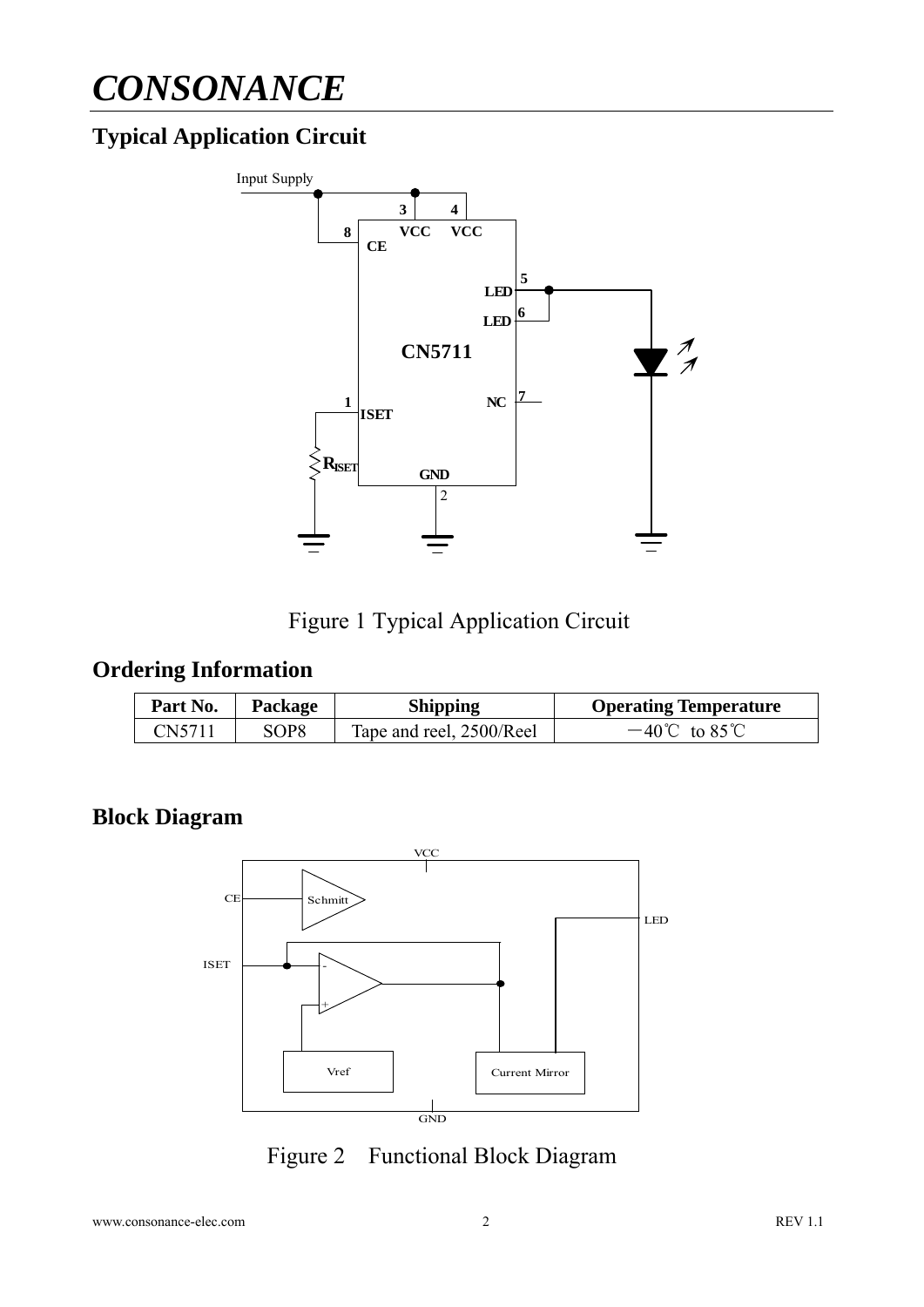## Typical Application Circuit

Figure 1 Typical Application Circuit

## Ordering Information

| Part No. | Package | Shipping | Operating Temperature |
|---|---|---|---|
| CN5711 | SOP8 | Tape and reel, 2500/Reel | －40℃ to 85℃ |

## Block Diagram

Figure 2　Functional Block Diagram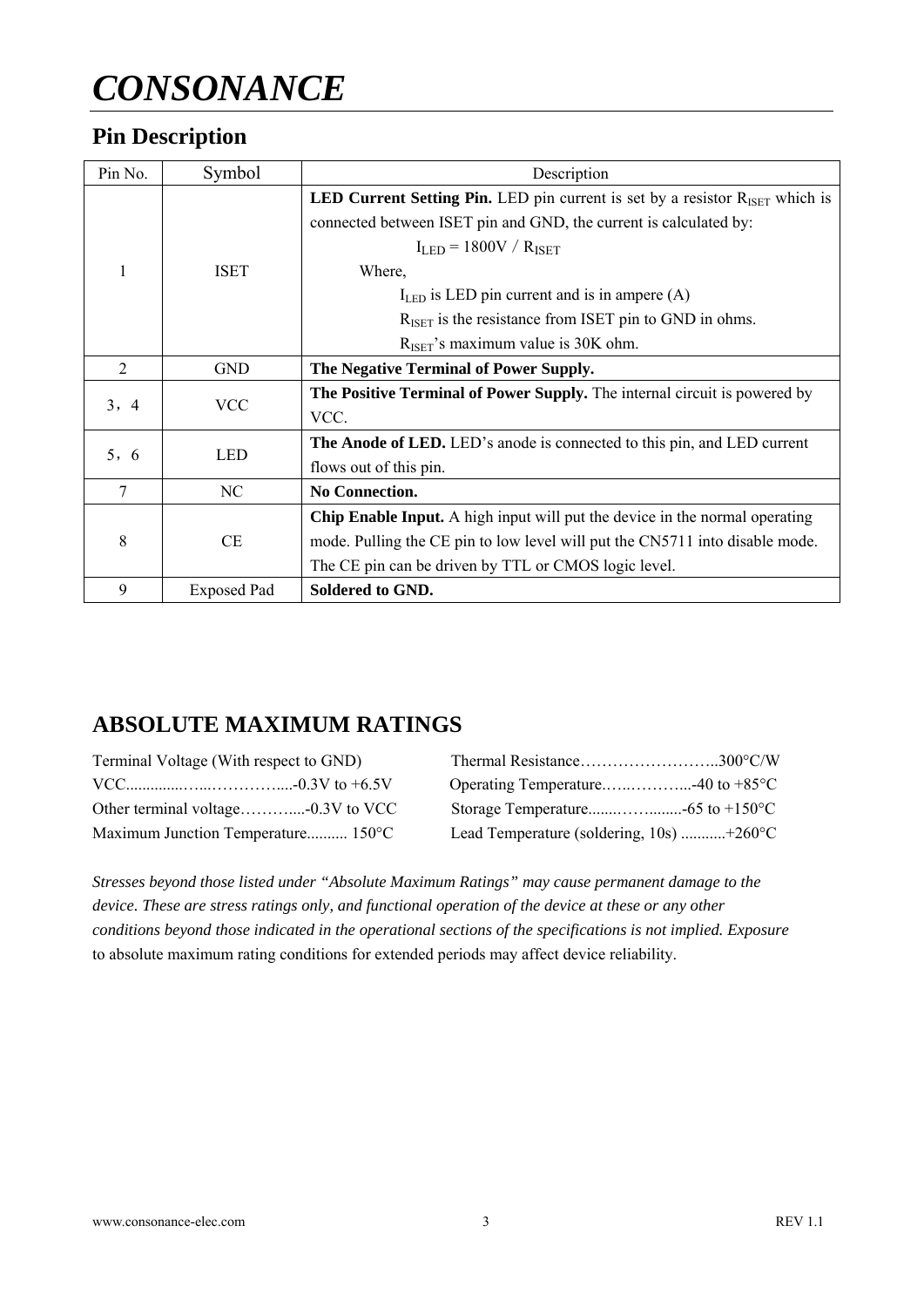# CONSONANCE

## Pin Description

| Pin No. | Symbol | Description |
|---|---|---|
| 1 | ISET | **LED Current Setting Pin.** LED pin current is set by a resistor $R_{ISET}$ which is connected between ISET pin and GND, the current is calculated by: $I_{LED} = 1800V / R_{ISET}$ Where, $I_{LED}$ is LED pin current and is in ampere (A) $R_{ISET}$ is the resistance from ISET pin to GND in ohms. $R_{ISET}$'s maximum value is 30K ohm. |
| 2 | GND | **The Negative Terminal of Power Supply.** |
| 3，4 | VCC | **The Positive Terminal of Power Supply.** The internal circuit is powered by VCC. |
| 5，6 | LED | **The Anode of LED.** LED's anode is connected to this pin, and LED current flows out of this pin. |
| 7 | NC | **No Connection.** |
| 8 | CE | **Chip Enable Input.** A high input will put the device in the normal operating mode. Pulling the CE pin to low level will put the CN5711 into disable mode. The CE pin can be driven by TTL or CMOS logic level. |
| 9 | Exposed Pad | **Soldered to GND.** |

## ABSOLUTE MAXIMUM RATINGS

Terminal Voltage (With respect to GND)

VCC.............…...…………....-0.3V to +6.5V

Other terminal voltage………....-0.3V to VCC

Maximum Junction Temperature.......... 150°C

Thermal Resistance……………………..300°C/W

Operating Temperature.…..………...-40 to +85°C

Storage Temperature.......……........-65 to +150°C

Lead Temperature (soldering, 10s) ...........+260°C

*Stresses beyond those listed under "Absolute Maximum Ratings" may cause permanent damage to the device. These are stress ratings only, and functional operation of the device at these or any other conditions beyond those indicated in the operational sections of the specifications is not implied. Exposure* to absolute maximum rating conditions for extended periods may affect device reliability.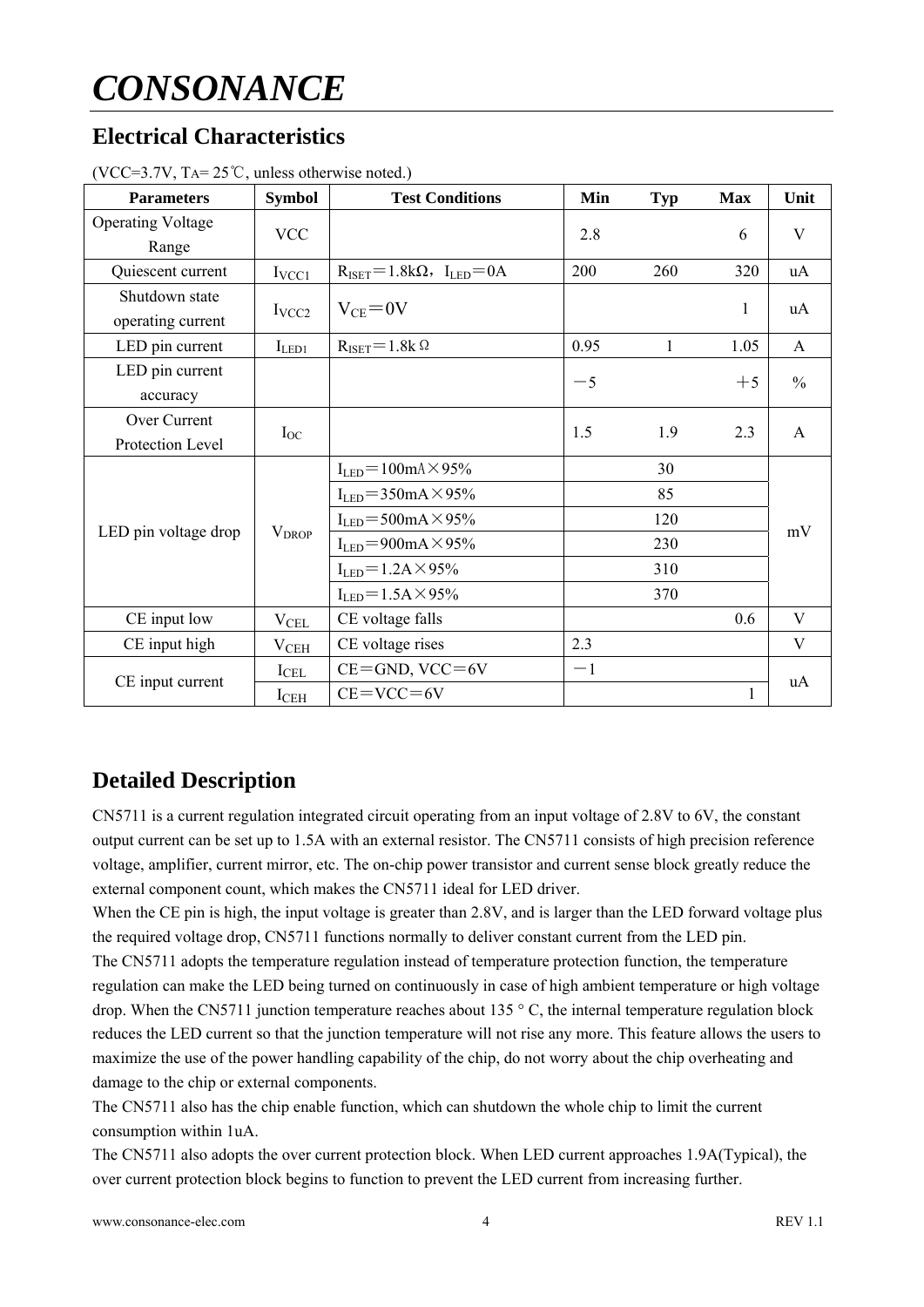## Electrical Characteristics

(VCC=3.7V, $T_A$= 25℃, unless otherwise noted.)

| Parameters | Symbol | Test Conditions | Min | Typ | Max | Unit |
|---|---|---|---|---|---|---|
| Operating Voltage Range | VCC | | 2.8 | | 6 | V |
| Quiescent current | $I_{VCC1}$ | $R_{ISET}$＝1.8kΩ，$I_{LED}$＝0A | 200 | 260 | 320 | uA |
| Shutdown state operating current | $I_{VCC2}$ | $V_{CE}$＝0V | | | 1 | uA |
| LED pin current | $I_{LED1}$ | $R_{ISET}$＝1.8kΩ | 0.95 | 1 | 1.05 | A |
| LED pin current accuracy | | | －5 | | ＋5 | % |
| Over Current Protection Level | $I_{OC}$ | | 1.5 | 1.9 | 2.3 | A |
| LED pin voltage drop | $V_{DROP}$ | $I_{LED}$＝100mA×95% | | 30 | | mV |
| | | $I_{LED}$＝350mA×95% | | 85 | | |
| | | $I_{LED}$＝500mA×95% | | 120 | | |
| | | $I_{LED}$＝900mA×95% | | 230 | | |
| | | $I_{LED}$＝1.2A×95% | | 310 | | |
| | | $I_{LED}$＝1.5A×95% | | 370 | | |
| CE input low | $V_{CEL}$ | CE voltage falls | | | 0.6 | V |
| CE input high | $V_{CEH}$ | CE voltage rises | 2.3 | | | V |
| CE input current | $I_{CEL}$ | CE＝GND, VCC＝6V | －1 | | | uA |
| | $I_{CEH}$ | CE＝VCC＝6V | | | 1 | |

## Detailed Description

CN5711 is a current regulation integrated circuit operating from an input voltage of 2.8V to 6V, the constant output current can be set up to 1.5A with an external resistor. The CN5711 consists of high precision reference voltage, amplifier, current mirror, etc. The on-chip power transistor and current sense block greatly reduce the external component count, which makes the CN5711 ideal for LED driver.

When the CE pin is high, the input voltage is greater than 2.8V, and is larger than the LED forward voltage plus the required voltage drop, CN5711 functions normally to deliver constant current from the LED pin.

The CN5711 adopts the temperature regulation instead of temperature protection function, the temperature regulation can make the LED being turned on continuously in case of high ambient temperature or high voltage drop. When the CN5711 junction temperature reaches about 135 ° C, the internal temperature regulation block reduces the LED current so that the junction temperature will not rise any more. This feature allows the users to maximize the use of the power handling capability of the chip, do not worry about the chip overheating and damage to the chip or external components.

The CN5711 also has the chip enable function, which can shutdown the whole chip to limit the current consumption within 1uA.

The CN5711 also adopts the over current protection block. When LED current approaches 1.9A(Typical), the over current protection block begins to function to prevent the LED current from increasing further.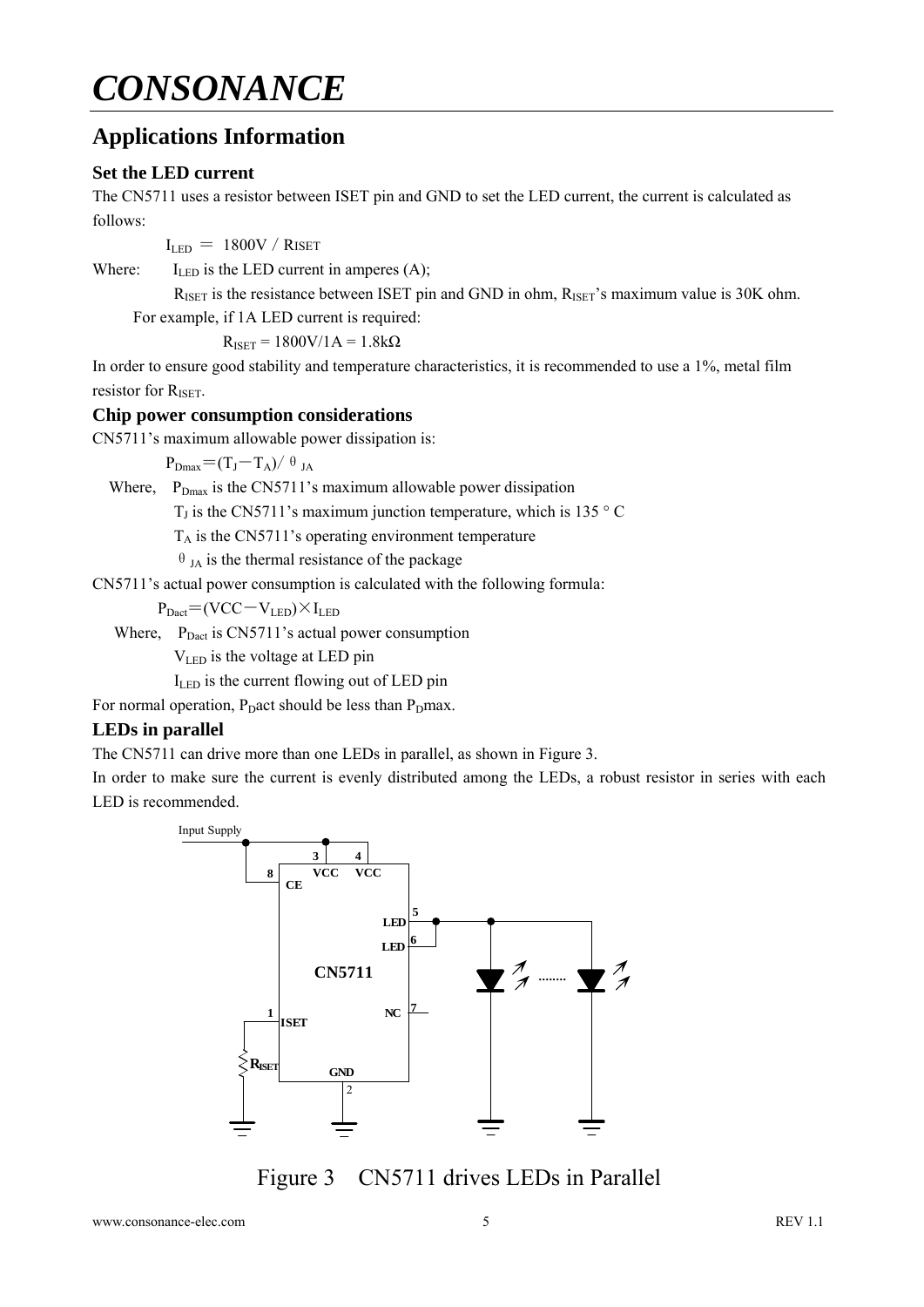## Applications Information

### Set the LED current

The CN5711 uses a resistor between ISET pin and GND to set the LED current, the current is calculated as follows:

$$I_{LED} = 1800V / R_{ISET}$$

Where: $I_{LED}$ is the LED current in amperes (A);

$R_{ISET}$ is the resistance between ISET pin and GND in ohm, $R_{ISET}$'s maximum value is 30K ohm.

For example, if 1A LED current is required:

$$R_{ISET} = 1800V/1A = 1.8k\Omega$$

In order to ensure good stability and temperature characteristics, it is recommended to use a 1%, metal film resistor for $R_{ISET}$.

### Chip power consumption considerations

CN5711's maximum allowable power dissipation is:

$$P_{Dmax} = (T_J - T_A) / \theta_{JA}$$

Where, $P_{Dmax}$ is the CN5711's maximum allowable power dissipation

$T_J$ is the CN5711's maximum junction temperature, which is 135 ° C

$T_A$ is the CN5711's operating environment temperature

$\theta_{JA}$ is the thermal resistance of the package

CN5711's actual power consumption is calculated with the following formula:

$$P_{Dact} = (VCC - V_{LED}) \times I_{LED}$$

Where, $P_{Dact}$ is CN5711's actual power consumption

$V_{LED}$ is the voltage at LED pin

$I_{LED}$ is the current flowing out of LED pin

For normal operation, $P_D$act should be less than $P_D$max.

### LEDs in parallel

The CN5711 can drive more than one LEDs in parallel, as shown in Figure 3.

In order to make sure the current is evenly distributed among the LEDs, a robust resistor in series with each LED is recommended.

Figure 3 CN5711 drives LEDs in Parallel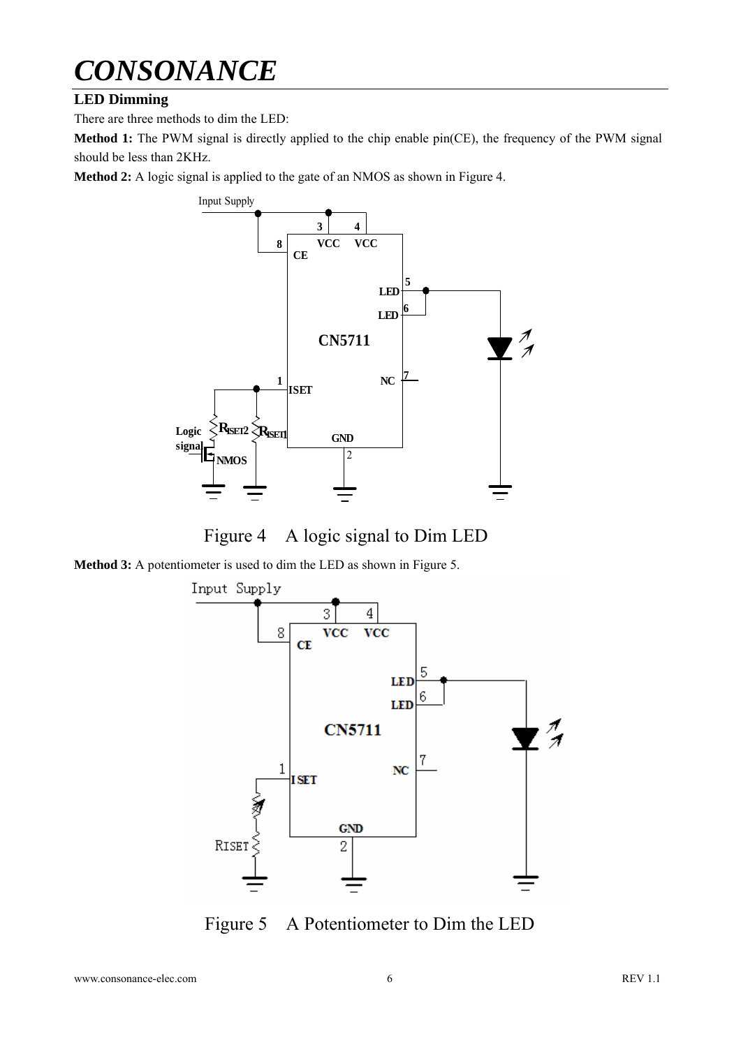## LED Dimming

There are three methods to dim the LED:

**Method 1:** The PWM signal is directly applied to the chip enable pin(CE), the frequency of the PWM signal should be less than 2KHz.

**Method 2:** A logic signal is applied to the gate of an NMOS as shown in Figure 4.

Figure 4 A logic signal to Dim LED

**Method 3:** A potentiometer is used to dim the LED as shown in Figure 5.

Figure 5 A Potentiometer to Dim the LED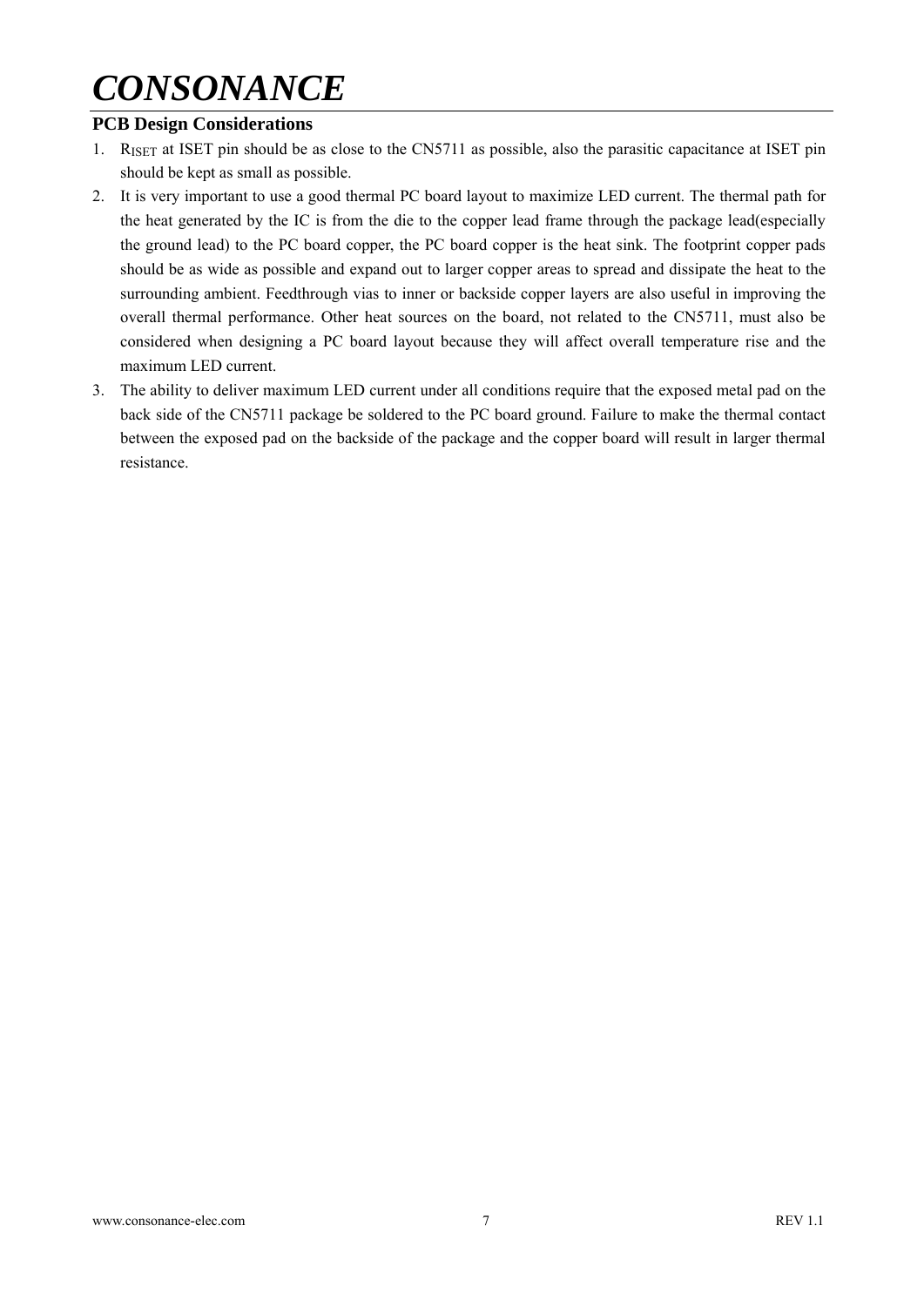## PCB Design Considerations

1. $R_{ISET}$ at ISET pin should be as close to the CN5711 as possible, also the parasitic capacitance at ISET pin should be kept as small as possible.
2. It is very important to use a good thermal PC board layout to maximize LED current. The thermal path for the heat generated by the IC is from the die to the copper lead frame through the package lead(especially the ground lead) to the PC board copper, the PC board copper is the heat sink. The footprint copper pads should be as wide as possible and expand out to larger copper areas to spread and dissipate the heat to the surrounding ambient. Feedthrough vias to inner or backside copper layers are also useful in improving the overall thermal performance. Other heat sources on the board, not related to the CN5711, must also be considered when designing a PC board layout because they will affect overall temperature rise and the maximum LED current.
3. The ability to deliver maximum LED current under all conditions require that the exposed metal pad on the back side of the CN5711 package be soldered to the PC board ground. Failure to make the thermal contact between the exposed pad on the backside of the package and the copper board will result in larger thermal resistance.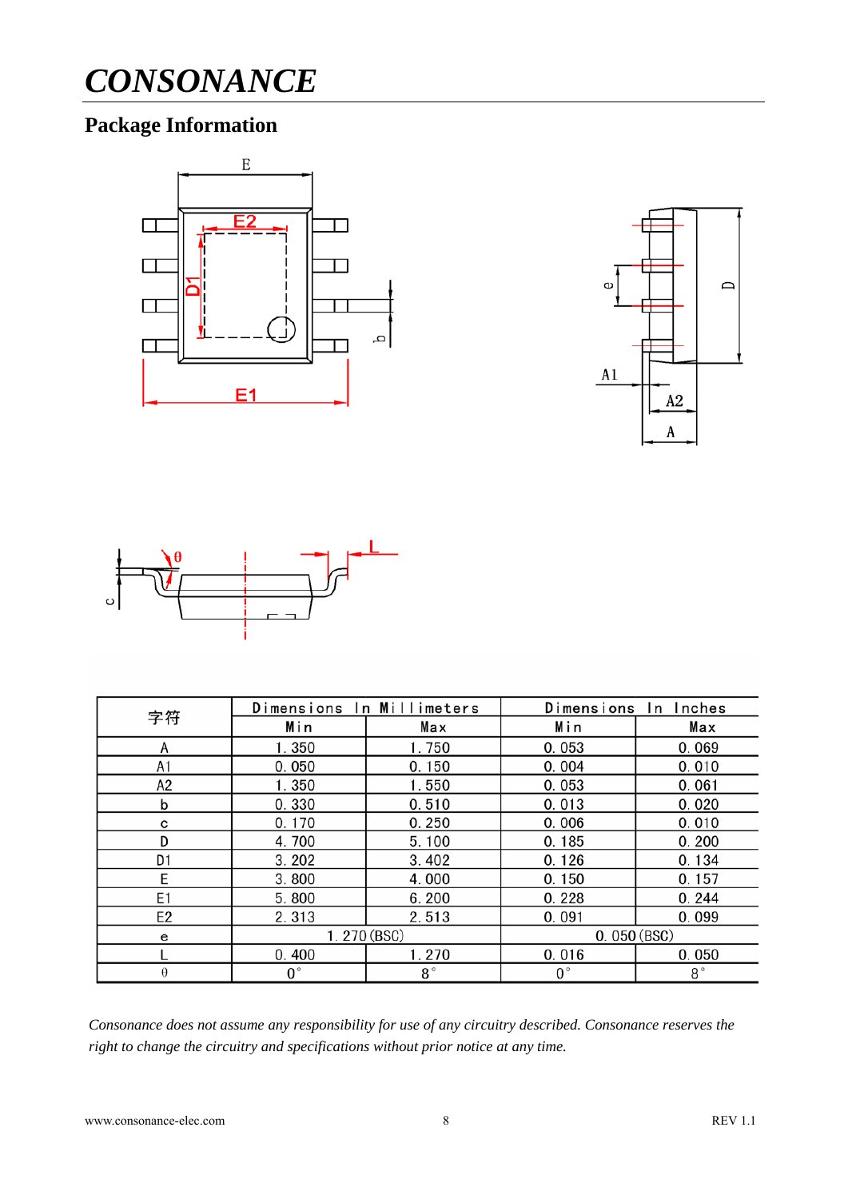# CONSONANCE

## Package Information

| 字符 | Dimensions In Millimeters | | Dimensions In Inches | |
|---|---|---|---|---|
| | Min | Max | Min | Max |
| A | 1.350 | 1.750 | 0.053 | 0.069 |
| A1 | 0.050 | 0.150 | 0.004 | 0.010 |
| A2 | 1.350 | 1.550 | 0.053 | 0.061 |
| b | 0.330 | 0.510 | 0.013 | 0.020 |
| c | 0.170 | 0.250 | 0.006 | 0.010 |
| D | 4.700 | 5.100 | 0.185 | 0.200 |
| D1 | 3.202 | 3.402 | 0.126 | 0.134 |
| E | 3.800 | 4.000 | 0.150 | 0.157 |
| E1 | 5.800 | 6.200 | 0.228 | 0.244 |
| E2 | 2.313 | 2.513 | 0.091 | 0.099 |
| e | 1.270 (BSC) | | 0.050 (BSC) | |
| L | 0.400 | 1.270 | 0.016 | 0.050 |
| θ | 0° | 8° | 0° | 8° |

*Consonance does not assume any responsibility for use of any circuitry described. Consonance reserves the right to change the circuitry and specifications without prior notice at any time.*

www.consonance-elec.com REV 1.1